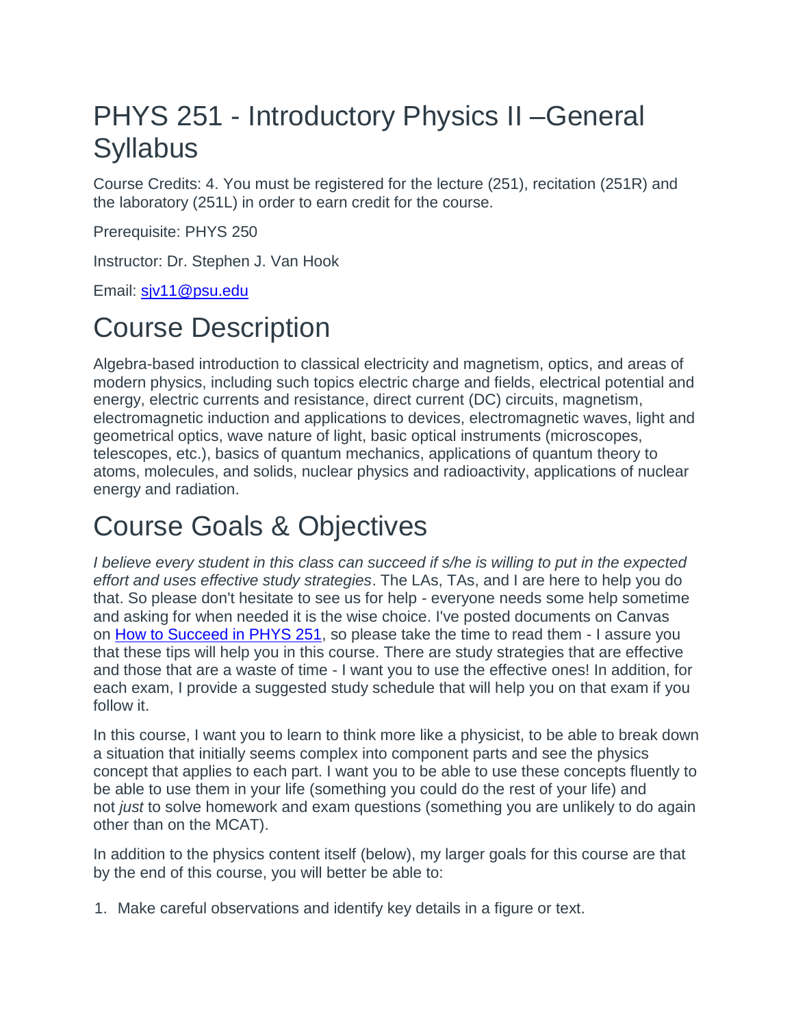# PHYS 251 - Introductory Physics II –General Syllabus

Course Credits: 4. You must be registered for the lecture (251), recitation (251R) and the laboratory (251L) in order to earn credit for the course.

Prerequisite: PHYS 250

Instructor: Dr. Stephen J. Van Hook

Email: [sjv11@psu.edu](mailto:sjv11@psu.edu)

# Course Description

Algebra-based introduction to classical electricity and magnetism, optics, and areas of modern physics, including such topics electric charge and fields, electrical potential and energy, electric currents and resistance, direct current (DC) circuits, magnetism, electromagnetic induction and applications to devices, electromagnetic waves, light and geometrical optics, wave nature of light, basic optical instruments (microscopes, telescopes, etc.), basics of quantum mechanics, applications of quantum theory to atoms, molecules, and solids, nuclear physics and radioactivity, applications of nuclear energy and radiation.

# Course Goals & Objectives

*I believe every student in this class can succeed if s/he is willing to put in the expected effort and uses effective study strategies*. The LAs, TAs, and I are here to help you do that. So please don't hesitate to see us for help - everyone needs some help sometime and asking for when needed it is the wise choice. I've posted documents on Canvas on [How to Succeed in PHYS 251](), so please take the time to read them - I assure you that these tips will help you in this course. There are study strategies that are effective and those that are a waste of time - I want you to use the effective ones! In addition, for each exam, I provide a suggested study schedule that will help you on that exam if you follow it.

In this course, I want you to learn to think more like a physicist, to be able to break down a situation that initially seems complex into component parts and see the physics concept that applies to each part. I want you to be able to use these concepts fluently to be able to use them in your life (something you could do the rest of your life) and not *just* to solve homework and exam questions (something you are unlikely to do again other than on the MCAT).

In addition to the physics content itself (below), my larger goals for this course are that by the end of this course, you will better be able to:

1. Make careful observations and identify key details in a figure or text.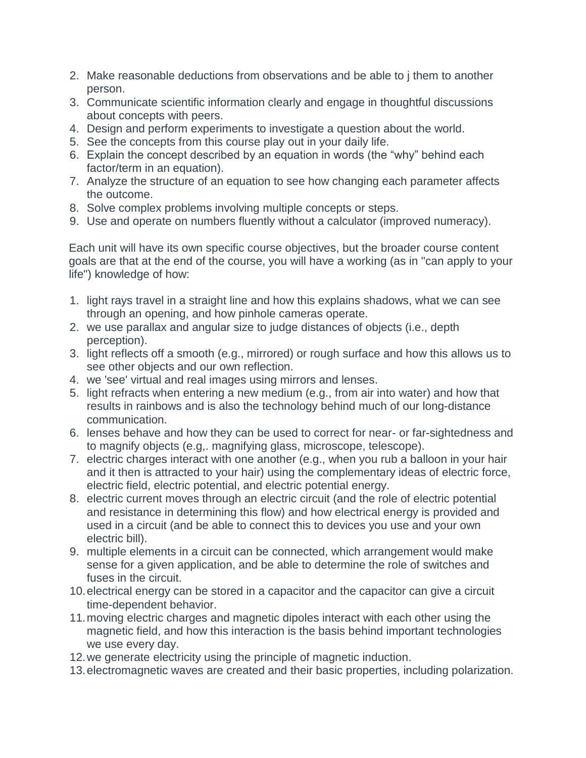2. Make reasonable deductions from observations and be able to j them to another person.
3. Communicate scientific information clearly and engage in thoughtful discussions about concepts with peers.
4. Design and perform experiments to investigate a question about the world.
5. See the concepts from this course play out in your daily life.
6. Explain the concept described by an equation in words (the “why” behind each factor/term in an equation).
7. Analyze the structure of an equation to see how changing each parameter affects the outcome.
8. Solve complex problems involving multiple concepts or steps.
9. Use and operate on numbers fluently without a calculator (improved numeracy).

Each unit will have its own specific course objectives, but the broader course content goals are that at the end of the course, you will have a working (as in "can apply to your life") knowledge of how:

1. light rays travel in a straight line and how this explains shadows, what we can see through an opening, and how pinhole cameras operate.
2. we use parallax and angular size to judge distances of objects (i.e., depth perception).
3. light reflects off a smooth (e.g., mirrored) or rough surface and how this allows us to see other objects and our own reflection.
4. we 'see' virtual and real images using mirrors and lenses.
5. light refracts when entering a new medium (e.g., from air into water) and how that results in rainbows and is also the technology behind much of our long-distance communication.
6. lenses behave and how they can be used to correct for near- or far-sightedness and to magnify objects (e.g,. magnifying glass, microscope, telescope).
7. electric charges interact with one another (e.g., when you rub a balloon in your hair and it then is attracted to your hair) using the complementary ideas of electric force, electric field, electric potential, and electric potential energy.
8. electric current moves through an electric circuit (and the role of electric potential and resistance in determining this flow) and how electrical energy is provided and used in a circuit (and be able to connect this to devices you use and your own electric bill).
9. multiple elements in a circuit can be connected, which arrangement would make sense for a given application, and be able to determine the role of switches and fuses in the circuit.
10. electrical energy can be stored in a capacitor and the capacitor can give a circuit time-dependent behavior.
11. moving electric charges and magnetic dipoles interact with each other using the magnetic field, and how this interaction is the basis behind important technologies we use every day.
12. we generate electricity using the principle of magnetic induction.
13. electromagnetic waves are created and their basic properties, including polarization.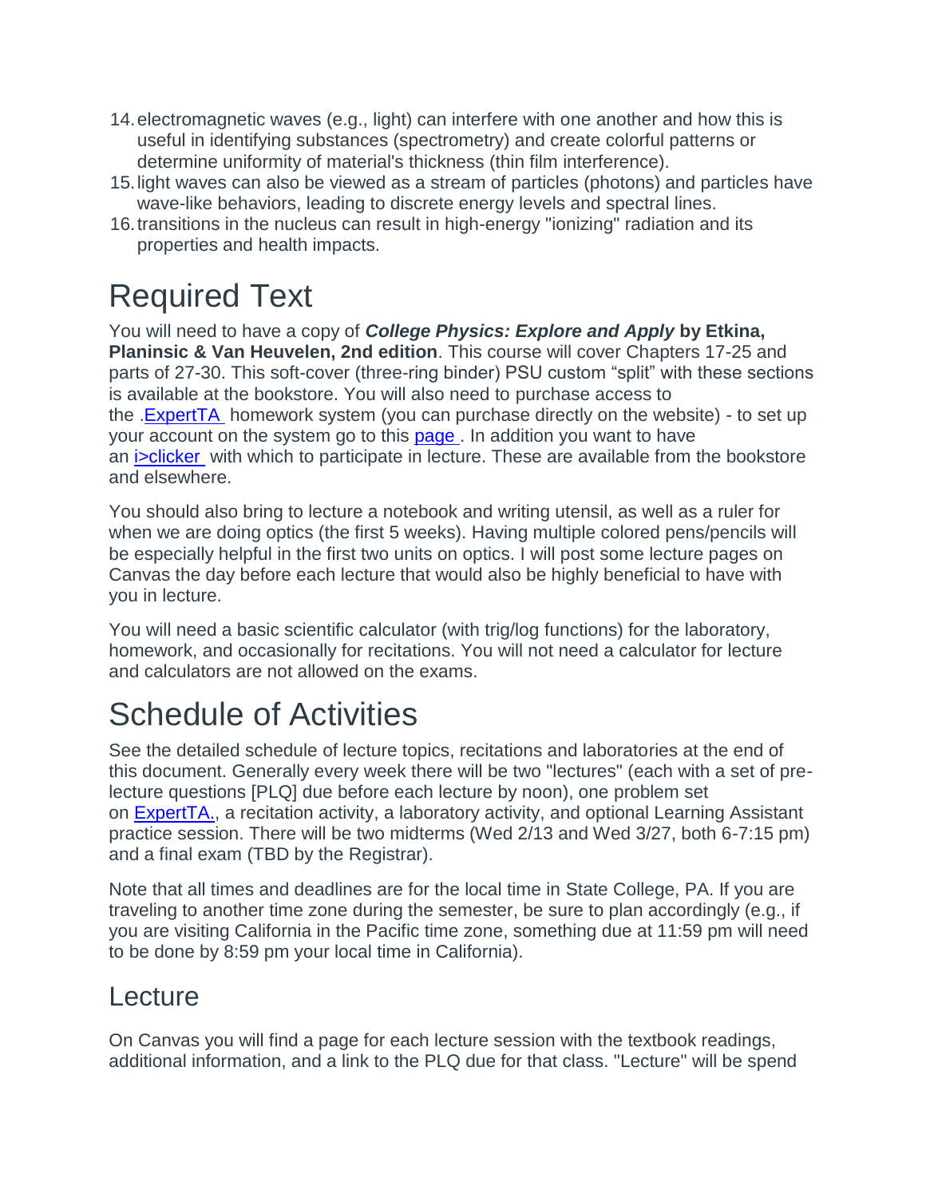14. electromagnetic waves (e.g., light) can interfere with one another and how this is useful in identifying substances (spectrometry) and create colorful patterns or determine uniformity of material's thickness (thin film interference).
15. light waves can also be viewed as a stream of particles (photons) and particles have wave-like behaviors, leading to discrete energy levels and spectral lines.
16. transitions in the nucleus can result in high-energy "ionizing" radiation and its properties and health impacts.

# Required Text

You will need to have a copy of ***College Physics: Explore and Apply* by Etkina, Planinsic & Van Heuvelen, 2nd edition**. This course will cover Chapters 17-25 and parts of 27-30. This soft-cover (three-ring binder) PSU custom "split" with these sections is available at the bookstore. You will also need to purchase access to the .ExpertTA homework system (you can purchase directly on the website) - to set up your account on the system go to this page . In addition you want to have an i>clicker with which to participate in lecture. These are available from the bookstore and elsewhere.

You should also bring to lecture a notebook and writing utensil, as well as a ruler for when we are doing optics (the first 5 weeks). Having multiple colored pens/pencils will be especially helpful in the first two units on optics. I will post some lecture pages on Canvas the day before each lecture that would also be highly beneficial to have with you in lecture.

You will need a basic scientific calculator (with trig/log functions) for the laboratory, homework, and occasionally for recitations. You will not need a calculator for lecture and calculators are not allowed on the exams.

# Schedule of Activities

See the detailed schedule of lecture topics, recitations and laboratories at the end of this document. Generally every week there will be two "lectures" (each with a set of pre-lecture questions [PLQ] due before each lecture by noon), one problem set on ExpertTA., a recitation activity, a laboratory activity, and optional Learning Assistant practice session. There will be two midterms (Wed 2/13 and Wed 3/27, both 6-7:15 pm) and a final exam (TBD by the Registrar).

Note that all times and deadlines are for the local time in State College, PA. If you are traveling to another time zone during the semester, be sure to plan accordingly (e.g., if you are visiting California in the Pacific time zone, something due at 11:59 pm will need to be done by 8:59 pm your local time in California).

## Lecture

On Canvas you will find a page for each lecture session with the textbook readings, additional information, and a link to the PLQ due for that class. "Lecture" will be spend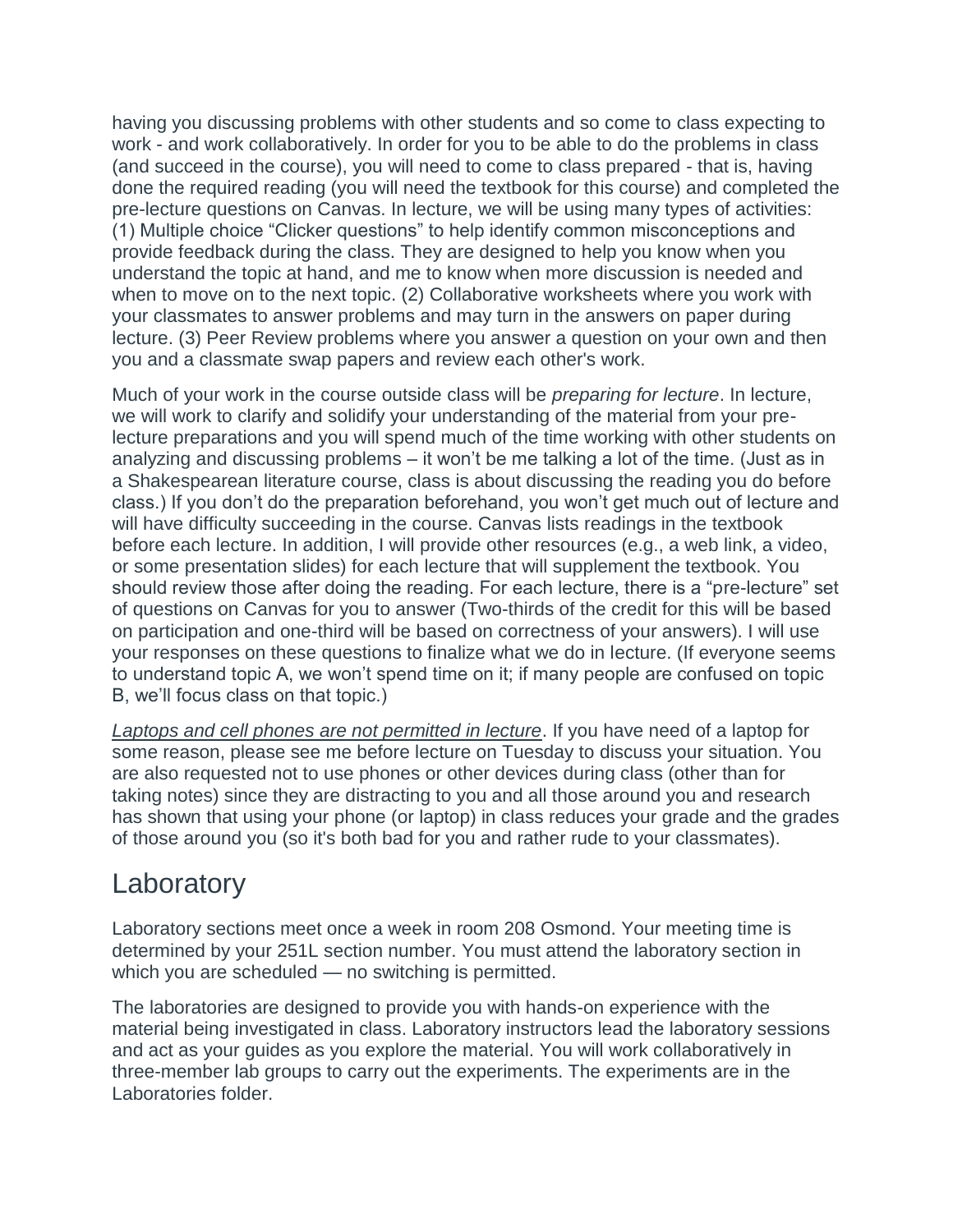having you discussing problems with other students and so come to class expecting to work - and work collaboratively. In order for you to be able to do the problems in class (and succeed in the course), you will need to come to class prepared - that is, having done the required reading (you will need the textbook for this course) and completed the pre-lecture questions on Canvas. In lecture, we will be using many types of activities: (1) Multiple choice “Clicker questions” to help identify common misconceptions and provide feedback during the class. They are designed to help you know when you understand the topic at hand, and me to know when more discussion is needed and when to move on to the next topic. (2) Collaborative worksheets where you work with your classmates to answer problems and may turn in the answers on paper during lecture. (3) Peer Review problems where you answer a question on your own and then you and a classmate swap papers and review each other's work.

Much of your work in the course outside class will be *preparing for lecture*. In lecture, we will work to clarify and solidify your understanding of the material from your pre-lecture preparations and you will spend much of the time working with other students on analyzing and discussing problems – it won’t be me talking a lot of the time. (Just as in a Shakespearean literature course, class is about discussing the reading you do before class.) If you don’t do the preparation beforehand, you won’t get much out of lecture and will have difficulty succeeding in the course. Canvas lists readings in the textbook before each lecture. In addition, I will provide other resources (e.g., a web link, a video, or some presentation slides) for each lecture that will supplement the textbook. You should review those after doing the reading. For each lecture, there is a “pre-lecture” set of questions on Canvas for you to answer (Two-thirds of the credit for this will be based on participation and one-third will be based on correctness of your answers). I will use your responses on these questions to finalize what we do in lecture. (If everyone seems to understand topic A, we won’t spend time on it; if many people are confused on topic B, we’ll focus class on that topic.)

*Laptops and cell phones are not permitted in lecture*. If you have need of a laptop for some reason, please see me before lecture on Tuesday to discuss your situation. You are also requested not to use phones or other devices during class (other than for taking notes) since they are distracting to you and all those around you and research has shown that using your phone (or laptop) in class reduces your grade and the grades of those around you (so it's both bad for you and rather rude to your classmates).

## Laboratory

Laboratory sections meet once a week in room 208 Osmond. Your meeting time is determined by your 251L section number. You must attend the laboratory section in which you are scheduled — no switching is permitted.

The laboratories are designed to provide you with hands-on experience with the material being investigated in class. Laboratory instructors lead the laboratory sessions and act as your guides as you explore the material. You will work collaboratively in three-member lab groups to carry out the experiments. The experiments are in the Laboratories folder.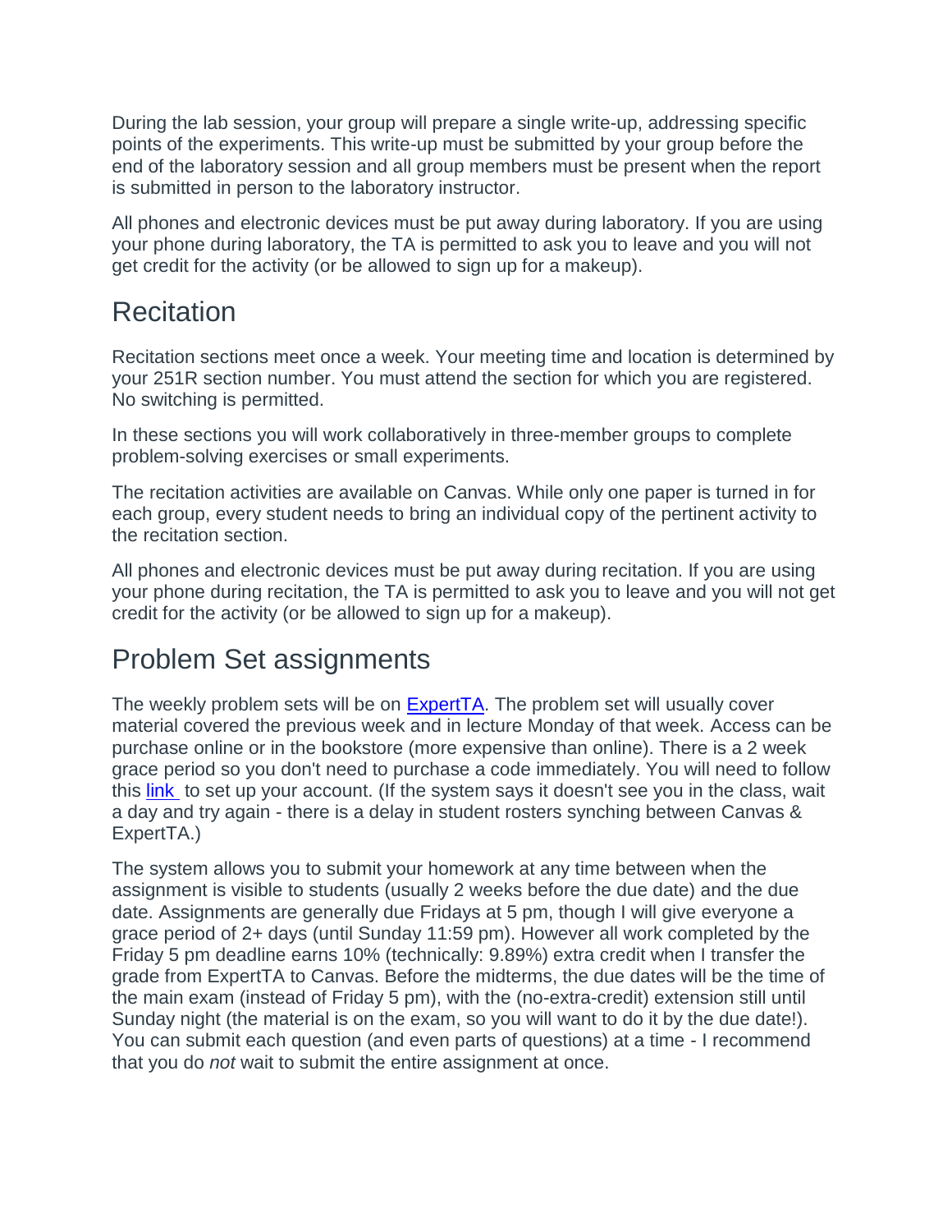During the lab session, your group will prepare a single write-up, addressing specific points of the experiments. This write-up must be submitted by your group before the end of the laboratory session and all group members must be present when the report is submitted in person to the laboratory instructor.

All phones and electronic devices must be put away during laboratory. If you are using your phone during laboratory, the TA is permitted to ask you to leave and you will not get credit for the activity (or be allowed to sign up for a makeup).

## Recitation

Recitation sections meet once a week. Your meeting time and location is determined by your 251R section number. You must attend the section for which you are registered. No switching is permitted.

In these sections you will work collaboratively in three-member groups to complete problem-solving exercises or small experiments.

The recitation activities are available on Canvas. While only one paper is turned in for each group, every student needs to bring an individual copy of the pertinent activity to the recitation section.

All phones and electronic devices must be put away during recitation. If you are using your phone during recitation, the TA is permitted to ask you to leave and you will not get credit for the activity (or be allowed to sign up for a makeup).

## Problem Set assignments

The weekly problem sets will be on [ExpertTA](). The problem set will usually cover material covered the previous week and in lecture Monday of that week. Access can be purchase online or in the bookstore (more expensive than online). There is a 2 week grace period so you don't need to purchase a code immediately. You will need to follow this [link]() to set up your account. (If the system says it doesn't see you in the class, wait a day and try again - there is a delay in student rosters synching between Canvas & ExpertTA.)

The system allows you to submit your homework at any time between when the assignment is visible to students (usually 2 weeks before the due date) and the due date. Assignments are generally due Fridays at 5 pm, though I will give everyone a grace period of 2+ days (until Sunday 11:59 pm). However all work completed by the Friday 5 pm deadline earns 10% (technically: 9.89%) extra credit when I transfer the grade from ExpertTA to Canvas. Before the midterms, the due dates will be the time of the main exam (instead of Friday 5 pm), with the (no-extra-credit) extension still until Sunday night (the material is on the exam, so you will want to do it by the due date!). You can submit each question (and even parts of questions) at a time - I recommend that you do *not* wait to submit the entire assignment at once.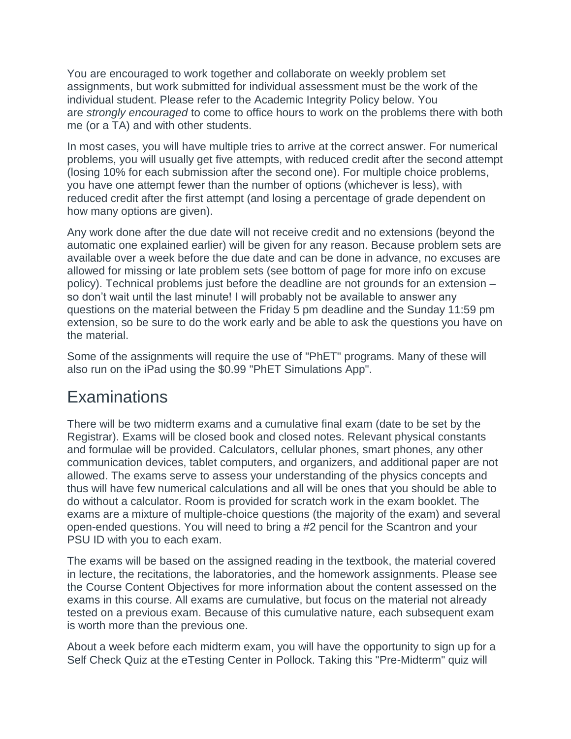You are encouraged to work together and collaborate on weekly problem set assignments, but work submitted for individual assessment must be the work of the individual student. Please refer to the Academic Integrity Policy below. You are *strongly* *encouraged* to come to office hours to work on the problems there with both me (or a TA) and with other students.

In most cases, you will have multiple tries to arrive at the correct answer. For numerical problems, you will usually get five attempts, with reduced credit after the second attempt (losing 10% for each submission after the second one). For multiple choice problems, you have one attempt fewer than the number of options (whichever is less), with reduced credit after the first attempt (and losing a percentage of grade dependent on how many options are given).

Any work done after the due date will not receive credit and no extensions (beyond the automatic one explained earlier) will be given for any reason. Because problem sets are available over a week before the due date and can be done in advance, no excuses are allowed for missing or late problem sets (see bottom of page for more info on excuse policy). Technical problems just before the deadline are not grounds for an extension – so don't wait until the last minute! I will probably not be available to answer any questions on the material between the Friday 5 pm deadline and the Sunday 11:59 pm extension, so be sure to do the work early and be able to ask the questions you have on the material.

Some of the assignments will require the use of "PhET" programs. Many of these will also run on the iPad using the $0.99 "PhET Simulations App".

# Examinations

There will be two midterm exams and a cumulative final exam (date to be set by the Registrar). Exams will be closed book and closed notes. Relevant physical constants and formulae will be provided. Calculators, cellular phones, smart phones, any other communication devices, tablet computers, and organizers, and additional paper are not allowed. The exams serve to assess your understanding of the physics concepts and thus will have few numerical calculations and all will be ones that you should be able to do without a calculator. Room is provided for scratch work in the exam booklet. The exams are a mixture of multiple-choice questions (the majority of the exam) and several open-ended questions. You will need to bring a #2 pencil for the Scantron and your PSU ID with you to each exam.

The exams will be based on the assigned reading in the textbook, the material covered in lecture, the recitations, the laboratories, and the homework assignments. Please see the Course Content Objectives for more information about the content assessed on the exams in this course. All exams are cumulative, but focus on the material not already tested on a previous exam. Because of this cumulative nature, each subsequent exam is worth more than the previous one.

About a week before each midterm exam, you will have the opportunity to sign up for a Self Check Quiz at the eTesting Center in Pollock. Taking this "Pre-Midterm" quiz will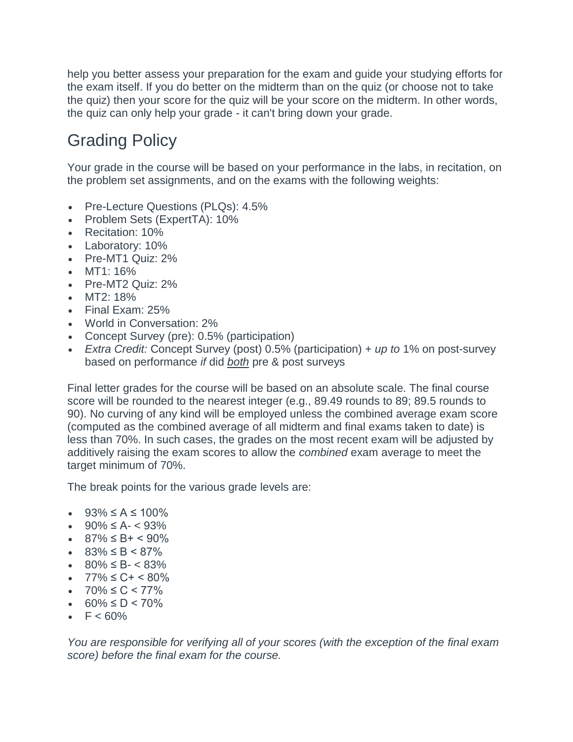help you better assess your preparation for the exam and guide your studying efforts for the exam itself. If you do better on the midterm than on the quiz (or choose not to take the quiz) then your score for the quiz will be your score on the midterm. In other words, the quiz can only help your grade - it can't bring down your grade.

## Grading Policy

Your grade in the course will be based on your performance in the labs, in recitation, on the problem set assignments, and on the exams with the following weights:

- Pre-Lecture Questions (PLQs): 4.5%
- Problem Sets (ExpertTA): 10%
- Recitation: 10%
- Laboratory: 10%
- Pre-MT1 Quiz: 2%
- MT1: 16%
- Pre-MT2 Quiz: 2%
- MT2: 18%
- Final Exam: 25%
- World in Conversation: 2%
- Concept Survey (pre): 0.5% (participation)
- *Extra Credit:* Concept Survey (post) 0.5% (participation) + *up to* 1% on post-survey based on performance *if* did ***both*** pre & post surveys

Final letter grades for the course will be based on an absolute scale. The final course score will be rounded to the nearest integer (e.g., 89.49 rounds to 89; 89.5 rounds to 90). No curving of any kind will be employed unless the combined average exam score (computed as the combined average of all midterm and final exams taken to date) is less than 70%. In such cases, the grades on the most recent exam will be adjusted by additively raising the exam scores to allow the *combined* exam average to meet the target minimum of 70%.

The break points for the various grade levels are:

- 93% ≤ A ≤ 100%
- 90% ≤ A- < 93%
- 87% ≤ B+ < 90%
- 83% ≤ B < 87%
- 80% ≤ B- < 83%
- 77% ≤ C+ < 80%
- 70% ≤ C < 77%
- 60% ≤ D < 70%
- F < 60%

*You are responsible for verifying all of your scores (with the exception of the final exam score) before the final exam for the course.*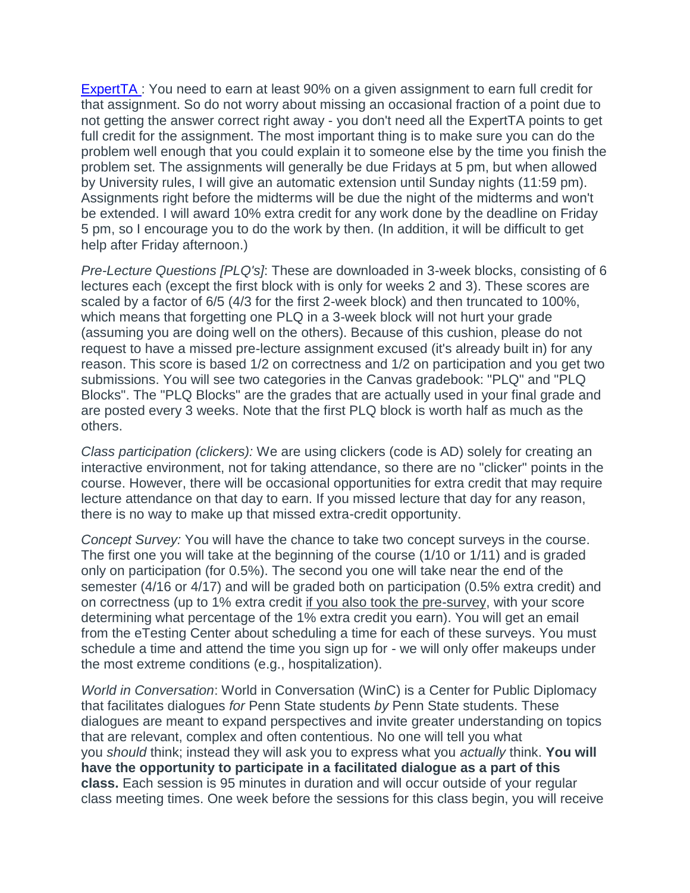ExpertTA : You need to earn at least 90% on a given assignment to earn full credit for that assignment. So do not worry about missing an occasional fraction of a point due to not getting the answer correct right away - you don't need all the ExpertTA points to get full credit for the assignment. The most important thing is to make sure you can do the problem well enough that you could explain it to someone else by the time you finish the problem set. The assignments will generally be due Fridays at 5 pm, but when allowed by University rules, I will give an automatic extension until Sunday nights (11:59 pm). Assignments right before the midterms will be due the night of the midterms and won't be extended. I will award 10% extra credit for any work done by the deadline on Friday 5 pm, so I encourage you to do the work by then. (In addition, it will be difficult to get help after Friday afternoon.)

*Pre-Lecture Questions [PLQ's]*: These are downloaded in 3-week blocks, consisting of 6 lectures each (except the first block with is only for weeks 2 and 3). These scores are scaled by a factor of 6/5 (4/3 for the first 2-week block) and then truncated to 100%, which means that forgetting one PLQ in a 3-week block will not hurt your grade (assuming you are doing well on the others). Because of this cushion, please do not request to have a missed pre-lecture assignment excused (it's already built in) for any reason. This score is based 1/2 on correctness and 1/2 on participation and you get two submissions. You will see two categories in the Canvas gradebook: "PLQ" and "PLQ Blocks". The "PLQ Blocks" are the grades that are actually used in your final grade and are posted every 3 weeks. Note that the first PLQ block is worth half as much as the others.

*Class participation (clickers):* We are using clickers (code is AD) solely for creating an interactive environment, not for taking attendance, so there are no "clicker" points in the course. However, there will be occasional opportunities for extra credit that may require lecture attendance on that day to earn. If you missed lecture that day for any reason, there is no way to make up that missed extra-credit opportunity.

*Concept Survey:* You will have the chance to take two concept surveys in the course. The first one you will take at the beginning of the course (1/10 or 1/11) and is graded only on participation (for 0.5%). The second you one will take near the end of the semester (4/16 or 4/17) and will be graded both on participation (0.5% extra credit) and on correctness (up to 1% extra credit if you also took the pre-survey, with your score determining what percentage of the 1% extra credit you earn). You will get an email from the eTesting Center about scheduling a time for each of these surveys. You must schedule a time and attend the time you sign up for - we will only offer makeups under the most extreme conditions (e.g., hospitalization).

*World in Conversation*: World in Conversation (WinC) is a Center for Public Diplomacy that facilitates dialogues *for* Penn State students *by* Penn State students. These dialogues are meant to expand perspectives and invite greater understanding on topics that are relevant, complex and often contentious. No one will tell you what you *should* think; instead they will ask you to express what you *actually* think. **You will have the opportunity to participate in a facilitated dialogue as a part of this class.** Each session is 95 minutes in duration and will occur outside of your regular class meeting times. One week before the sessions for this class begin, you will receive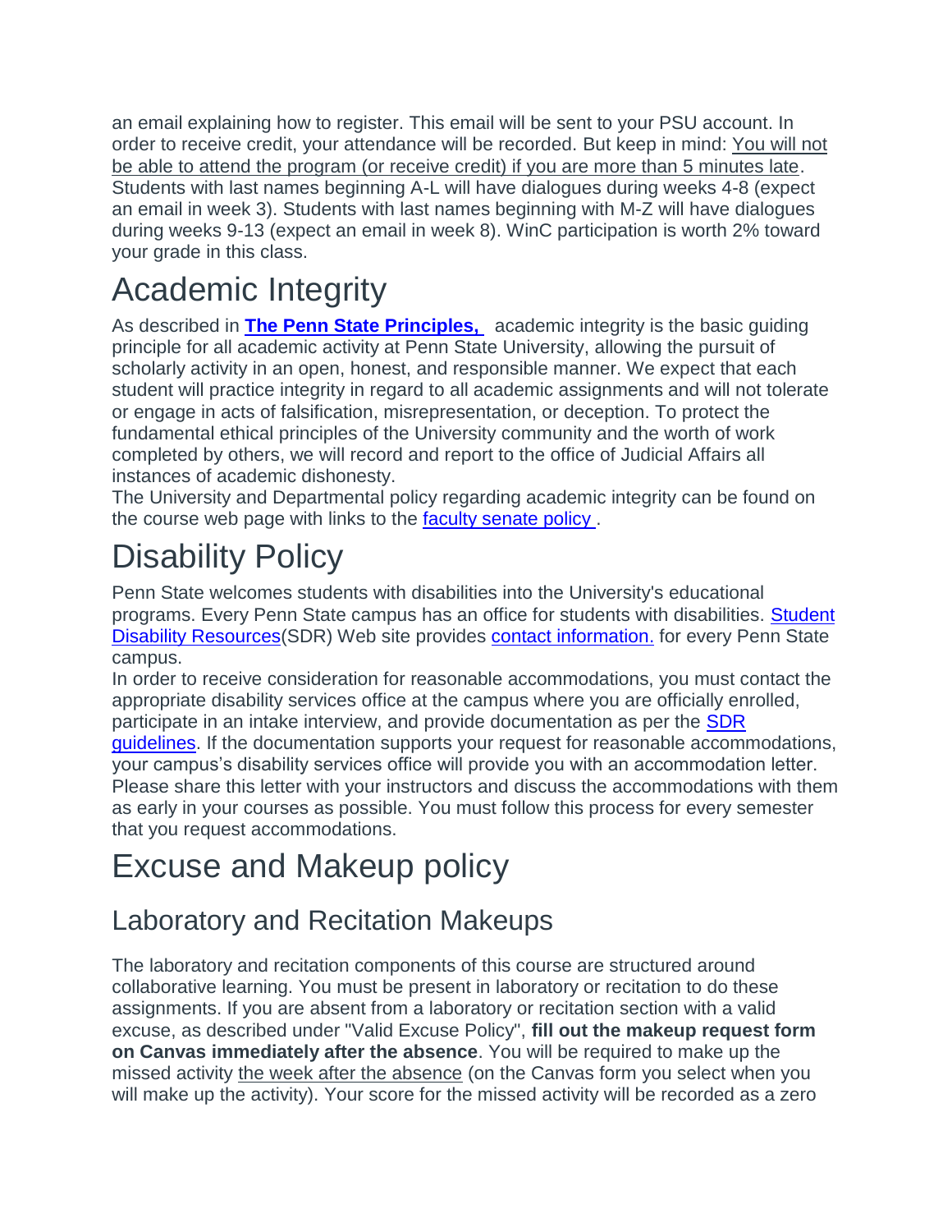an email explaining how to register. This email will be sent to your PSU account. In order to receive credit, your attendance will be recorded. But keep in mind: You will not be able to attend the program (or receive credit) if you are more than 5 minutes late. Students with last names beginning A-L will have dialogues during weeks 4-8 (expect an email in week 3). Students with last names beginning with M-Z will have dialogues during weeks 9-13 (expect an email in week 8). WinC participation is worth 2% toward your grade in this class.

# Academic Integrity

As described in **The Penn State Principles,** academic integrity is the basic guiding principle for all academic activity at Penn State University, allowing the pursuit of scholarly activity in an open, honest, and responsible manner. We expect that each student will practice integrity in regard to all academic assignments and will not tolerate or engage in acts of falsification, misrepresentation, or deception. To protect the fundamental ethical principles of the University community and the worth of work completed by others, we will record and report to the office of Judicial Affairs all instances of academic dishonesty.

The University and Departmental policy regarding academic integrity can be found on the course web page with links to the faculty senate policy .

# Disability Policy

Penn State welcomes students with disabilities into the University's educational programs. Every Penn State campus has an office for students with disabilities. Student Disability Resources(SDR) Web site provides contact information. for every Penn State campus.

In order to receive consideration for reasonable accommodations, you must contact the appropriate disability services office at the campus where you are officially enrolled, participate in an intake interview, and provide documentation as per the SDR guidelines. If the documentation supports your request for reasonable accommodations, your campus's disability services office will provide you with an accommodation letter. Please share this letter with your instructors and discuss the accommodations with them as early in your courses as possible. You must follow this process for every semester that you request accommodations.

# Excuse and Makeup policy

## Laboratory and Recitation Makeups

The laboratory and recitation components of this course are structured around collaborative learning. You must be present in laboratory or recitation to do these assignments. If you are absent from a laboratory or recitation section with a valid excuse, as described under "Valid Excuse Policy", **fill out the makeup request form on Canvas immediately after the absence**. You will be required to make up the missed activity the week after the absence (on the Canvas form you select when you will make up the activity). Your score for the missed activity will be recorded as a zero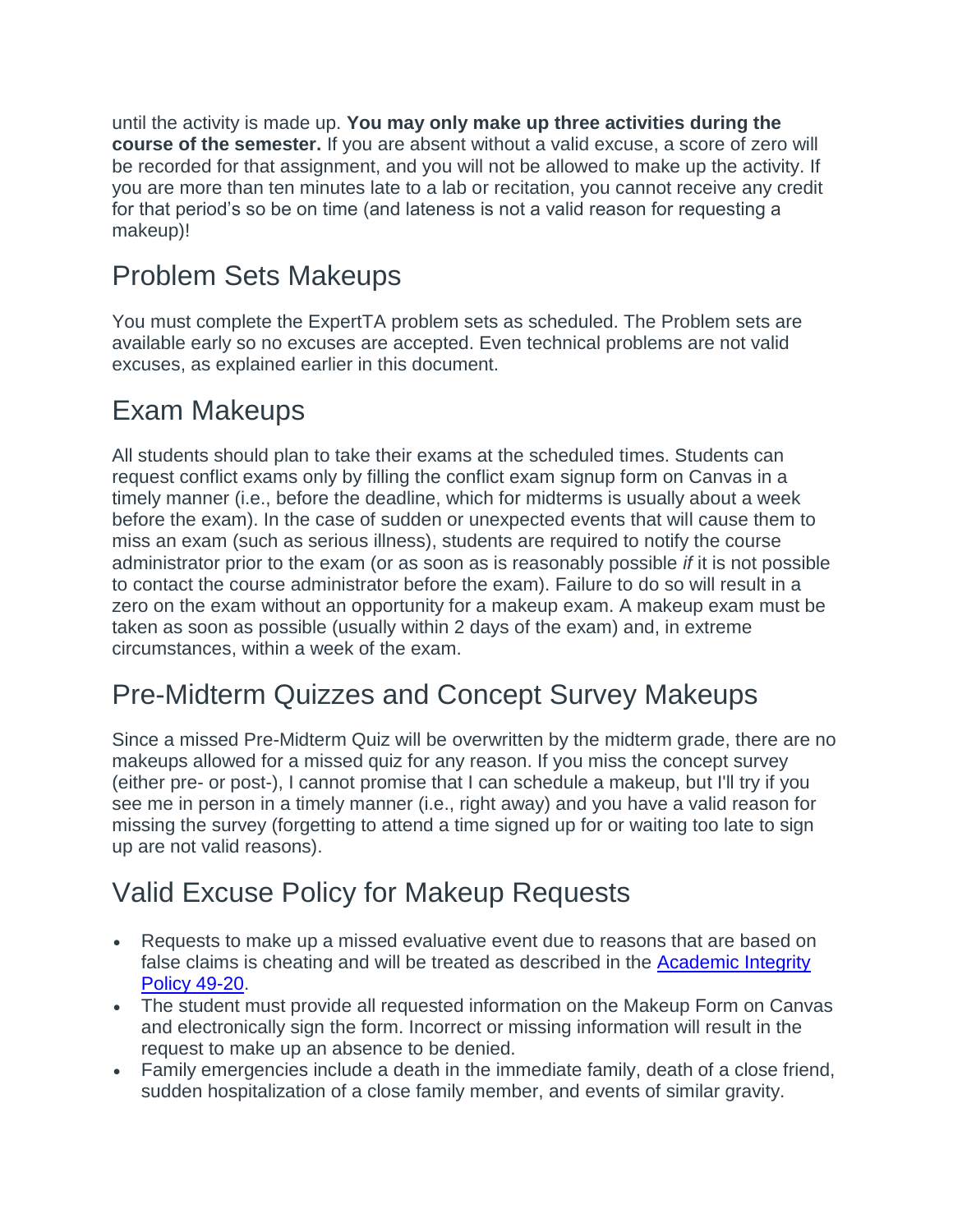until the activity is made up. **You may only make up three activities during the course of the semester.** If you are absent without a valid excuse, a score of zero will be recorded for that assignment, and you will not be allowed to make up the activity. If you are more than ten minutes late to a lab or recitation, you cannot receive any credit for that period's so be on time (and lateness is not a valid reason for requesting a makeup)!

## Problem Sets Makeups

You must complete the ExpertTA problem sets as scheduled. The Problem sets are available early so no excuses are accepted. Even technical problems are not valid excuses, as explained earlier in this document.

## Exam Makeups

All students should plan to take their exams at the scheduled times. Students can request conflict exams only by filling the conflict exam signup form on Canvas in a timely manner (i.e., before the deadline, which for midterms is usually about a week before the exam). In the case of sudden or unexpected events that will cause them to miss an exam (such as serious illness), students are required to notify the course administrator prior to the exam (or as soon as is reasonably possible *if* it is not possible to contact the course administrator before the exam). Failure to do so will result in a zero on the exam without an opportunity for a makeup exam. A makeup exam must be taken as soon as possible (usually within 2 days of the exam) and, in extreme circumstances, within a week of the exam.

## Pre-Midterm Quizzes and Concept Survey Makeups

Since a missed Pre-Midterm Quiz will be overwritten by the midterm grade, there are no makeups allowed for a missed quiz for any reason. If you miss the concept survey (either pre- or post-), I cannot promise that I can schedule a makeup, but I'll try if you see me in person in a timely manner (i.e., right away) and you have a valid reason for missing the survey (forgetting to attend a time signed up for or waiting too late to sign up are not valid reasons).

## Valid Excuse Policy for Makeup Requests

- Requests to make up a missed evaluative event due to reasons that are based on false claims is cheating and will be treated as described in the Academic Integrity Policy 49-20.
- The student must provide all requested information on the Makeup Form on Canvas and electronically sign the form. Incorrect or missing information will result in the request to make up an absence to be denied.
- Family emergencies include a death in the immediate family, death of a close friend, sudden hospitalization of a close family member, and events of similar gravity.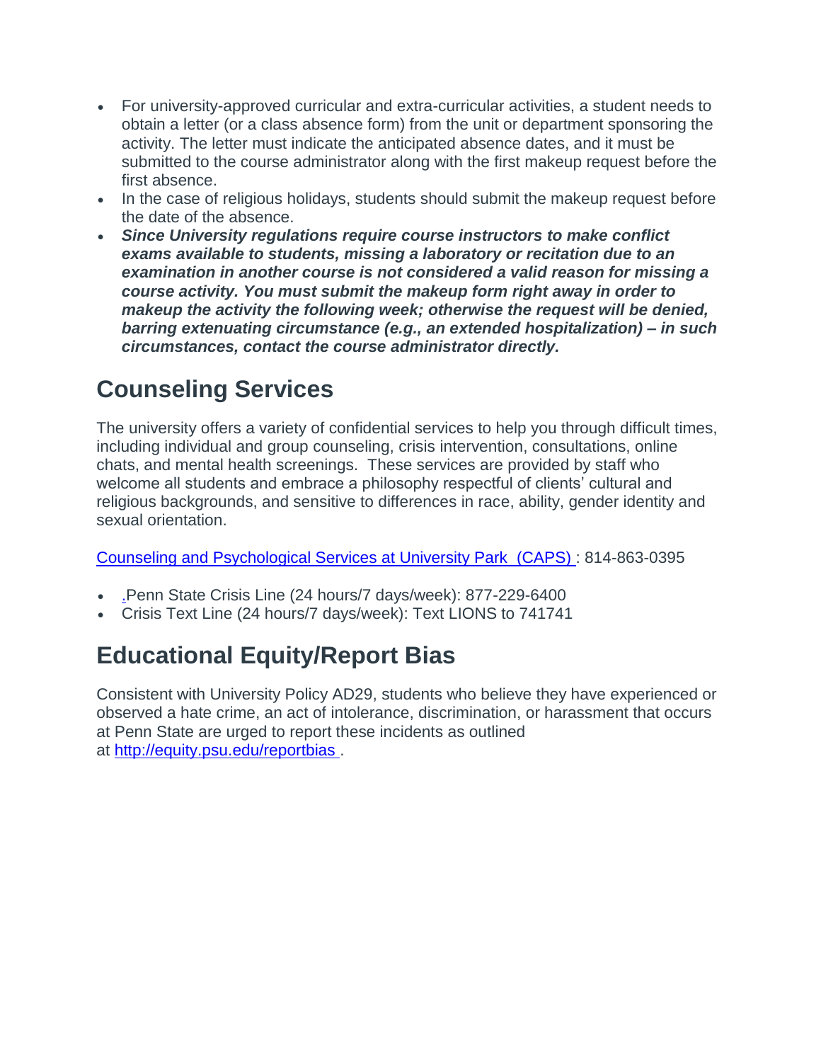- For university-approved curricular and extra-curricular activities, a student needs to obtain a letter (or a class absence form) from the unit or department sponsoring the activity. The letter must indicate the anticipated absence dates, and it must be submitted to the course administrator along with the first makeup request before the first absence.
- In the case of religious holidays, students should submit the makeup request before the date of the absence.
- ***Since University regulations require course instructors to make conflict exams available to students, missing a laboratory or recitation due to an examination in another course is not considered a valid reason for missing a course activity. You must submit the makeup form right away in order to makeup the activity the following week; otherwise the request will be denied, barring extenuating circumstance (e.g., an extended hospitalization) – in such circumstances, contact the course administrator directly.***

## Counseling Services

The university offers a variety of confidential services to help you through difficult times, including individual and group counseling, crisis intervention, consultations, online chats, and mental health screenings. These services are provided by staff who welcome all students and embrace a philosophy respectful of clients' cultural and religious backgrounds, and sensitive to differences in race, ability, gender identity and sexual orientation.

Counseling and Psychological Services at University Park (CAPS) : 814-863-0395

- .Penn State Crisis Line (24 hours/7 days/week): 877-229-6400
- Crisis Text Line (24 hours/7 days/week): Text LIONS to 741741

## Educational Equity/Report Bias

Consistent with University Policy AD29, students who believe they have experienced or observed a hate crime, an act of intolerance, discrimination, or harassment that occurs at Penn State are urged to report these incidents as outlined at http://equity.psu.edu/reportbias .